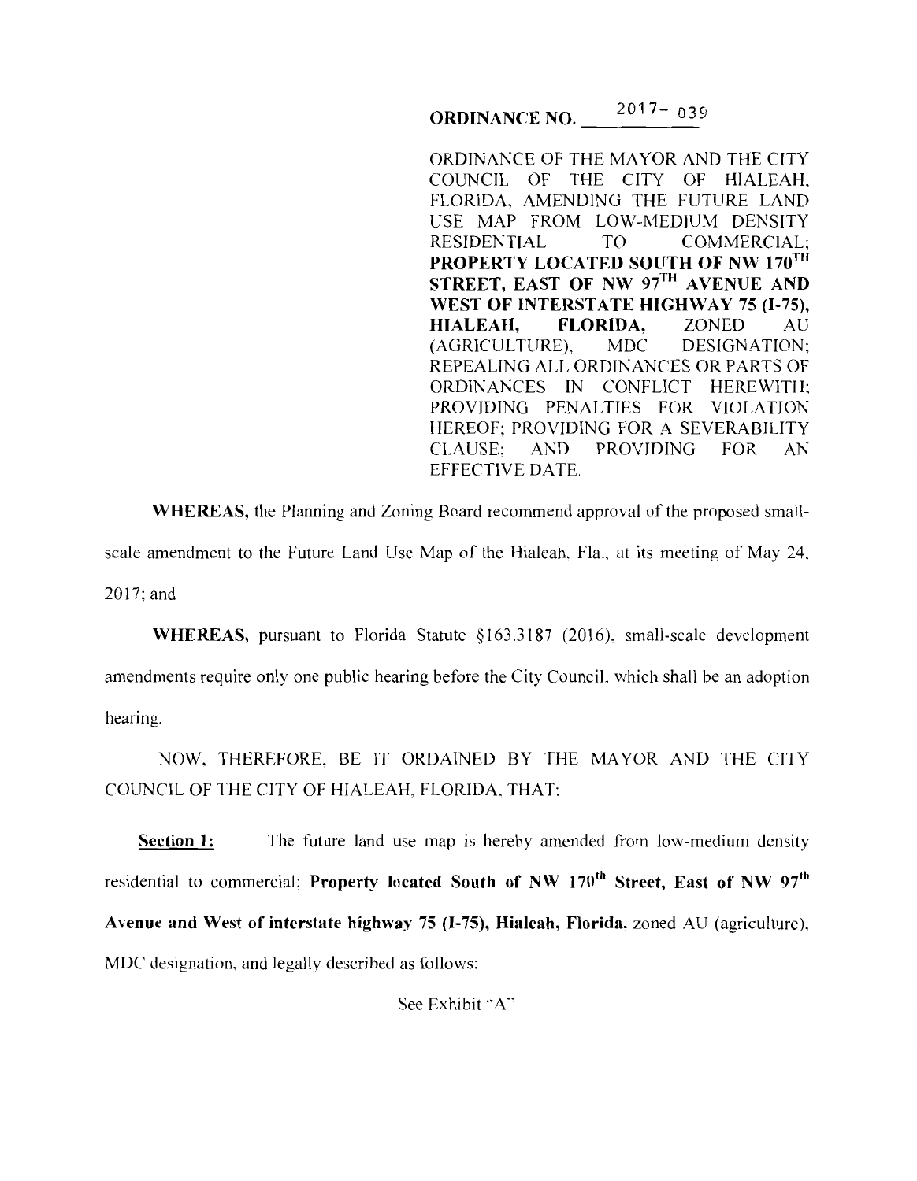# ORDINANCE NO. 2017- 039

ORDINANCE OF THE MAYOR AND THE CITY COUNCIL OF THE CITY OF HIALEAH, FLORIDA, AMENDING THE FUTURE LAND USE MAP FROM LOW-MEDIUM DENSITY RESIDENTIAL TO COMMERCIAL; **PROPERTY LOCATED SOUTH OF NW 170TH STREET, EAST OF NW 97TH AVENUE AND WEST OF INTERSTATE HIGHWAY 75 (I-75), HIALEAH, FLORIDA,** ZONED AU (AGRICULTURE), MDC DESIGNATION; REPEALING ALL ORDINANCES OR PARTS OF ORDINANCES IN CONFLICT HEREWITH; PROVIDING PENALTIES FOR VIOLATION HEREOF; PROVIDING FOR A SEVERABILITY CLAUSE; AND PROVIDING FOR AN EFFECTIVE DATE.

**WHEREAS,** the Planning and Zoning Board recommend approval of the proposed small-scale amendment to the Future Land Use Map of the Hialeah, Fla., at its meeting of May 24, 2017; and

**WHEREAS,** pursuant to Florida Statute §163.3187 (2016), small-scale development amendments require only one public hearing before the City Council, which shall be an adoption hearing.

NOW, THEREFORE, BE IT ORDAINED BY THE MAYOR AND THE CITY COUNCIL OF THE CITY OF HIALEAH, FLORIDA, THAT:

**Section 1:** The future land use map is hereby amended from low-medium density residential to commercial; **Property located South of NW 170th Street, East of NW 97th Avenue and West of interstate highway 75 (I-75), Hialeah, Florida,** zoned AU (agriculture), MDC designation, and legally described as follows:

See Exhibit "A"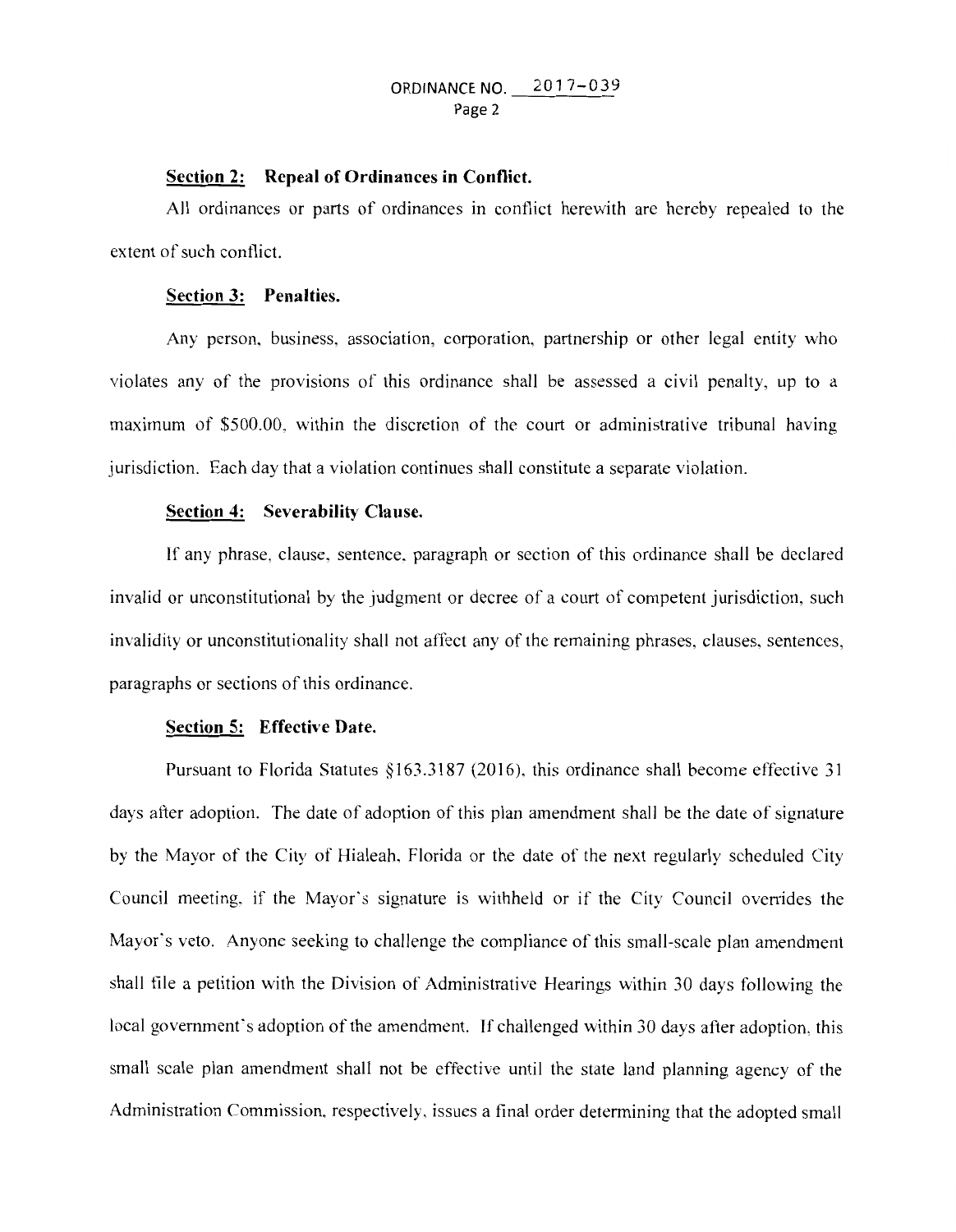**Section 2: Repeal of Ordinances in Conflict.**

All ordinances or parts of ordinances in conflict herewith are hereby repealed to the extent of such conflict.

**Section 3: Penalties.**

Any person, business, association, corporation, partnership or other legal entity who violates any of the provisions of this ordinance shall be assessed a civil penalty, up to a maximum of $500.00, within the discretion of the court or administrative tribunal having jurisdiction. Each day that a violation continues shall constitute a separate violation.

**Section 4: Severability Clause.**

If any phrase, clause, sentence, paragraph or section of this ordinance shall be declared invalid or unconstitutional by the judgment or decree of a court of competent jurisdiction, such invalidity or unconstitutionality shall not affect any of the remaining phrases, clauses, sentences, paragraphs or sections of this ordinance.

**Section 5: Effective Date.**

Pursuant to Florida Statutes §163.3187 (2016), this ordinance shall become effective 31 days after adoption. The date of adoption of this plan amendment shall be the date of signature by the Mayor of the City of Hialeah, Florida or the date of the next regularly scheduled City Council meeting, if the Mayor's signature is withheld or if the City Council overrides the Mayor's veto. Anyone seeking to challenge the compliance of this small-scale plan amendment shall file a petition with the Division of Administrative Hearings within 30 days following the local government's adoption of the amendment. If challenged within 30 days after adoption, this small scale plan amendment shall not be effective until the state land planning agency of the Administration Commission, respectively, issues a final order determining that the adopted small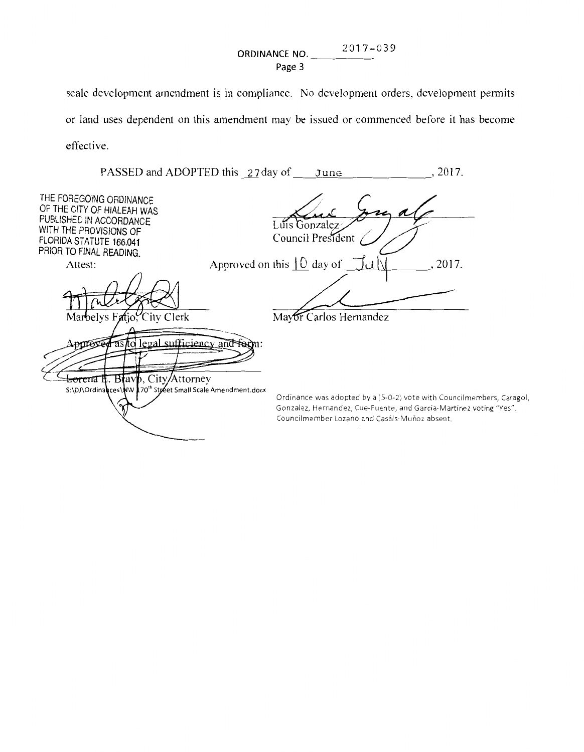ORDINANCE NO. 2017-039

scale development amendment is in compliance. No development orders, development permits or land uses dependent on this amendment may be issued or commenced before it has become effective.

PASSED and ADOPTED this 27 day of June, 2017.

THE FOREGOING ORDINANCE OF THE CITY OF HIALEAH WAS PUBLISHED IN ACCORDANCE WITH THE PROVISIONS OF FLORIDA STATUTE 166.041 PRIOR TO FINAL READING.

Luis Gonzalez
Council President

Attest:

Approved on this 10 day of July, 2017.

Marbelys Fatjo, City Clerk

Mayor Carlos Hernandez

Approved as to legal sufficiency and form:

Lorena E. Bravo, City Attorney

S:\DJ\Ordinances\NW 170th Street Small Scale Amendment.docx

Ordinance was adopted by a (5-0-2) vote with Councilmembers, Caragol, Gonzalez, Hernandez, Cue-Fuente, and Garcia-Martinez voting "Yes". Councilmember Lozano and Casáls-Muñoz absent.